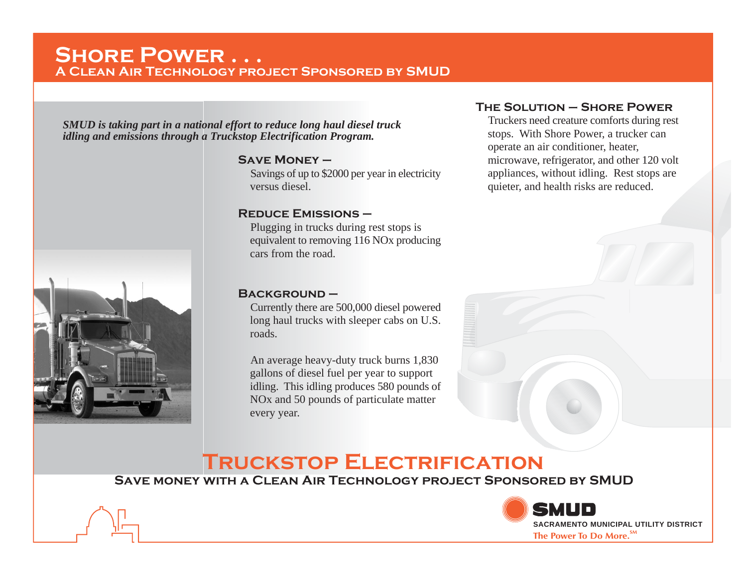# Shore Power . . .

## A Clean Air Technology project Sponsored by SMUD

*SMUD is taking part in a national effort to reduce long haul diesel truck idling and emissions through a Truckstop Electrification Program.*

### Save Money –

Savings of up to $2000 per year in electricity versus diesel.

### Reduce Emissions –

Plugging in trucks during rest stops is equivalent to removing 116 NOx producing cars from the road.

### Background –

Currently there are 500,000 diesel powered long haul trucks with sleeper cabs on U.S. roads.

An average heavy-duty truck burns 1,830 gallons of diesel fuel per year to support idling. This idling produces 580 pounds of NOx and 50 pounds of particulate matter every year.

### The Solution – Shore Power

Truckers need creature comforts during rest stops. With Shore Power, a trucker can operate an air conditioner, heater, microwave, refrigerator, and other 120 volt appliances, without idling. Rest stops are quieter, and health risks are reduced.

# Truckstop Electrification

## Save money with a Clean Air Technology project Sponsored by SMUD

**SMUD**
SACRAMENTO MUNICIPAL UTILITY DISTRICT
The Power To Do More.[SM]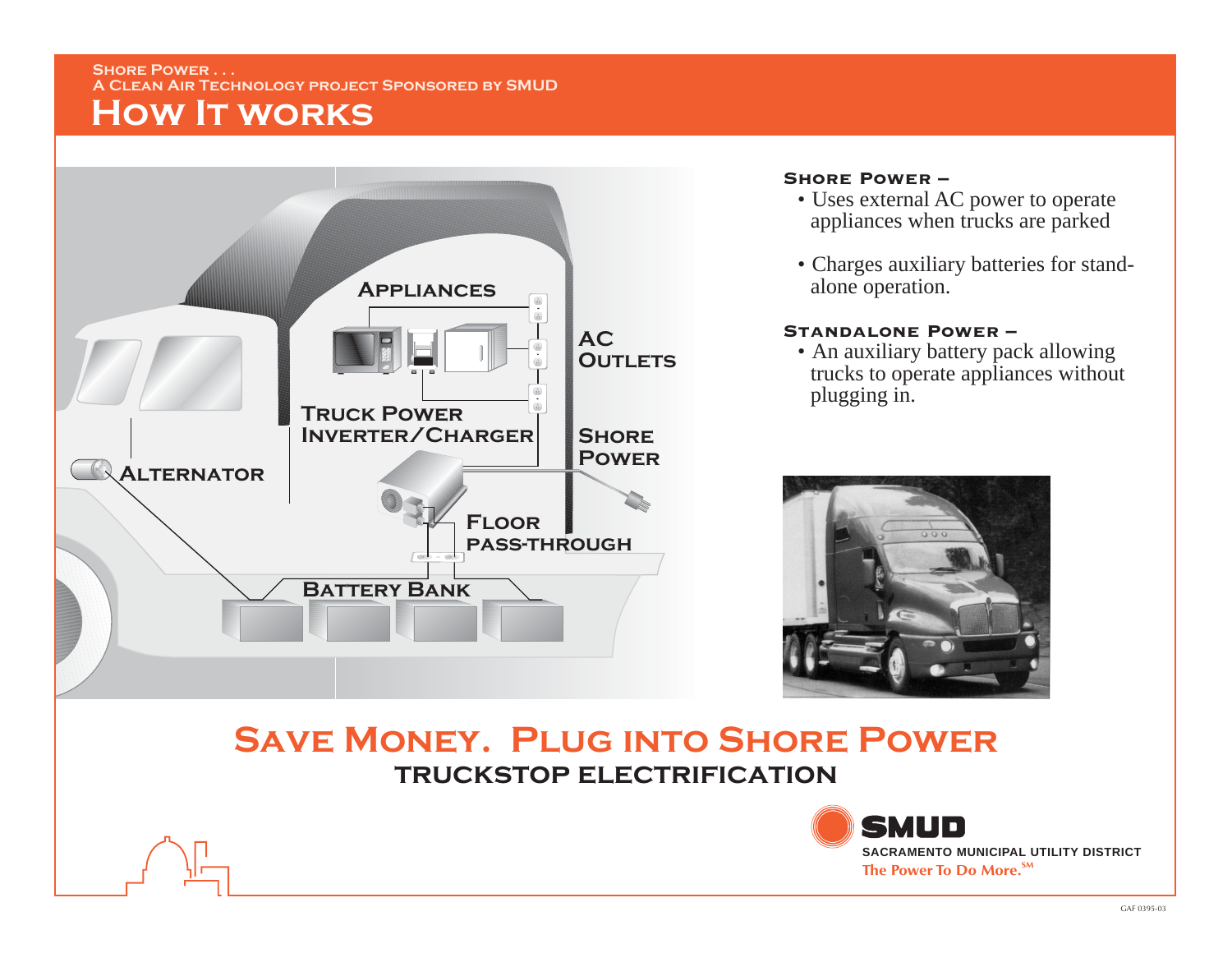Shore Power . . .
A Clean Air Technology project Sponsored by SMUD

# How It works

Appliances

AC Outlets

Truck Power Inverter/Charger

Shore Power

Alternator

Floor pass-through

Battery Bank

**Shore Power –**

- Uses external AC power to operate appliances when trucks are parked
- Charges auxiliary batteries for stand-alone operation.

**Standalone Power –**

- An auxiliary battery pack allowing trucks to operate appliances without plugging in.

## Save Money. Plug into Shore Power

### truckstop electrification

SMUD
SACRAMENTO MUNICIPAL UTILITY DISTRICT
The Power To Do More.[SM]

GAF 0395-03